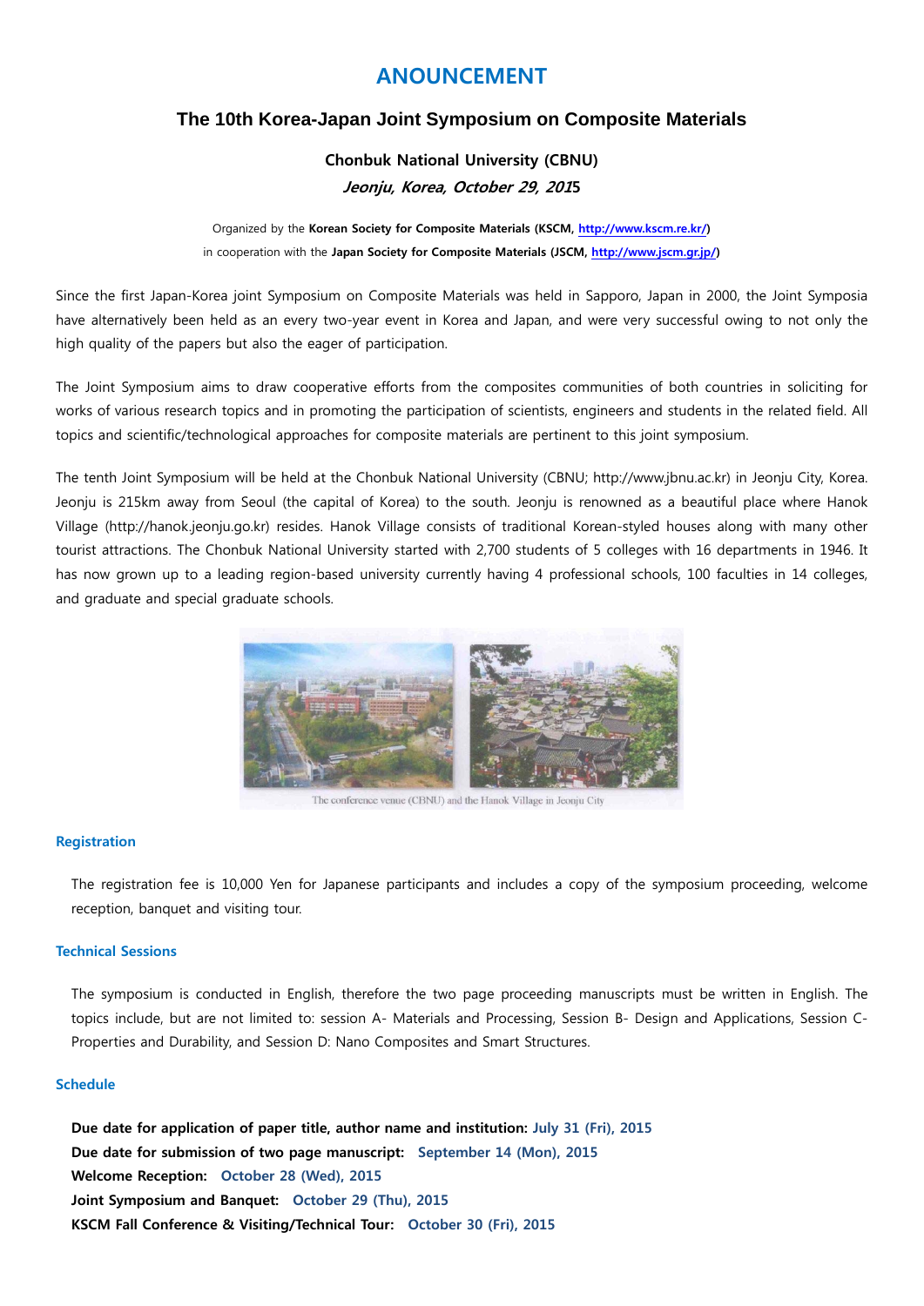# ANOUNCEMENT

## The 10th Korea-Japan Joint Symposium on Composite Materials

**Chonbuk National University (CBNU)**

***Jeonju, Korea, October 29, 2015***

Organized by the **Korean Society for Composite Materials (KSCM, http://www.kscm.re.kr/)**

in cooperation with the **Japan Society for Composite Materials (JSCM, http://www.jscm.gr.jp/)**

Since the first Japan-Korea joint Symposium on Composite Materials was held in Sapporo, Japan in 2000, the Joint Symposia have alternatively been held as an every two-year event in Korea and Japan, and were very successful owing to not only the high quality of the papers but also the eager of participation.

The Joint Symposium aims to draw cooperative efforts from the composites communities of both countries in soliciting for works of various research topics and in promoting the participation of scientists, engineers and students in the related field. All topics and scientific/technological approaches for composite materials are pertinent to this joint symposium.

The tenth Joint Symposium will be held at the Chonbuk National University (CBNU; http://www.jbnu.ac.kr) in Jeonju City, Korea. Jeonju is 215km away from Seoul (the capital of Korea) to the south. Jeonju is renowned as a beautiful place where Hanok Village (http://hanok.jeonju.go.kr) resides. Hanok Village consists of traditional Korean-styled houses along with many other tourist attractions. The Chonbuk National University started with 2,700 students of 5 colleges with 16 departments in 1946. It has now grown up to a leading region-based university currently having 4 professional schools, 100 faculties in 14 colleges, and graduate and special graduate schools.

The conference venue (CBNU) and the Hanok Village in Jeonju City

### Registration

The registration fee is 10,000 Yen for Japanese participants and includes a copy of the symposium proceeding, welcome reception, banquet and visiting tour.

### Technical Sessions

The symposium is conducted in English, therefore the two page proceeding manuscripts must be written in English. The topics include, but are not limited to: session A- Materials and Processing, Session B- Design and Applications, Session C- Properties and Durability, and Session D: Nano Composites and Smart Structures.

### Schedule

**Due date for application of paper title, author name and institution: July 31 (Fri), 2015**
**Due date for submission of two page manuscript: September 14 (Mon), 2015**
**Welcome Reception: October 28 (Wed), 2015**
**Joint Symposium and Banquet: October 29 (Thu), 2015**
**KSCM Fall Conference & Visiting/Technical Tour: October 30 (Fri), 2015**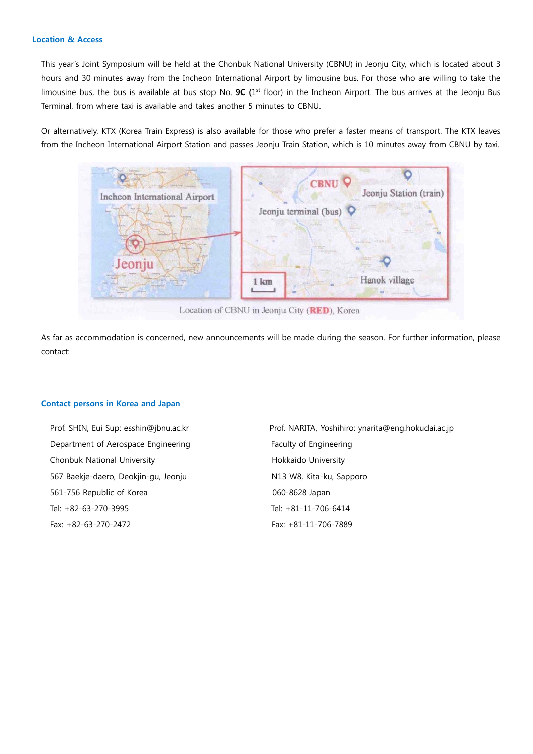### Location & Access

This year's Joint Symposium will be held at the Chonbuk National University (CBNU) in Jeonju City, which is located about 3 hours and 30 minutes away from the Incheon International Airport by limousine bus. For those who are willing to take the limousine bus, the bus is available at bus stop No. **9C (**1st floor) in the Incheon Airport. The bus arrives at the Jeonju Bus Terminal, from where taxi is available and takes another 5 minutes to CBNU.

Or alternatively, KTX (Korea Train Express) is also available for those who prefer a faster means of transport. The KTX leaves from the Incheon International Airport Station and passes Jeonju Train Station, which is 10 minutes away from CBNU by taxi.

Incheon International Airport

Jeonju

CBNU

Jeonju Station (train)

Jeonju terminal (bus)

1 km

Hanok village

Location of CBNU in Jeonju City (**RED**), Korea

As far as accommodation is concerned, new announcements will be made during the season. For further information, please contact:

### Contact persons in Korea and Japan

Prof. SHIN, Eui Sup: esshin@jbnu.ac.kr
Department of Aerospace Engineering
Chonbuk National University
567 Baekje-daero, Deokjin-gu, Jeonju
561-756 Republic of Korea
Tel: +82-63-270-3995
Fax: +82-63-270-2472

Prof. NARITA, Yoshihiro: ynarita@eng.hokudai.ac.jp
Faculty of Engineering
Hokkaido University
N13 W8, Kita-ku, Sapporo
060-8628 Japan
Tel: +81-11-706-6414
Fax: +81-11-706-7889